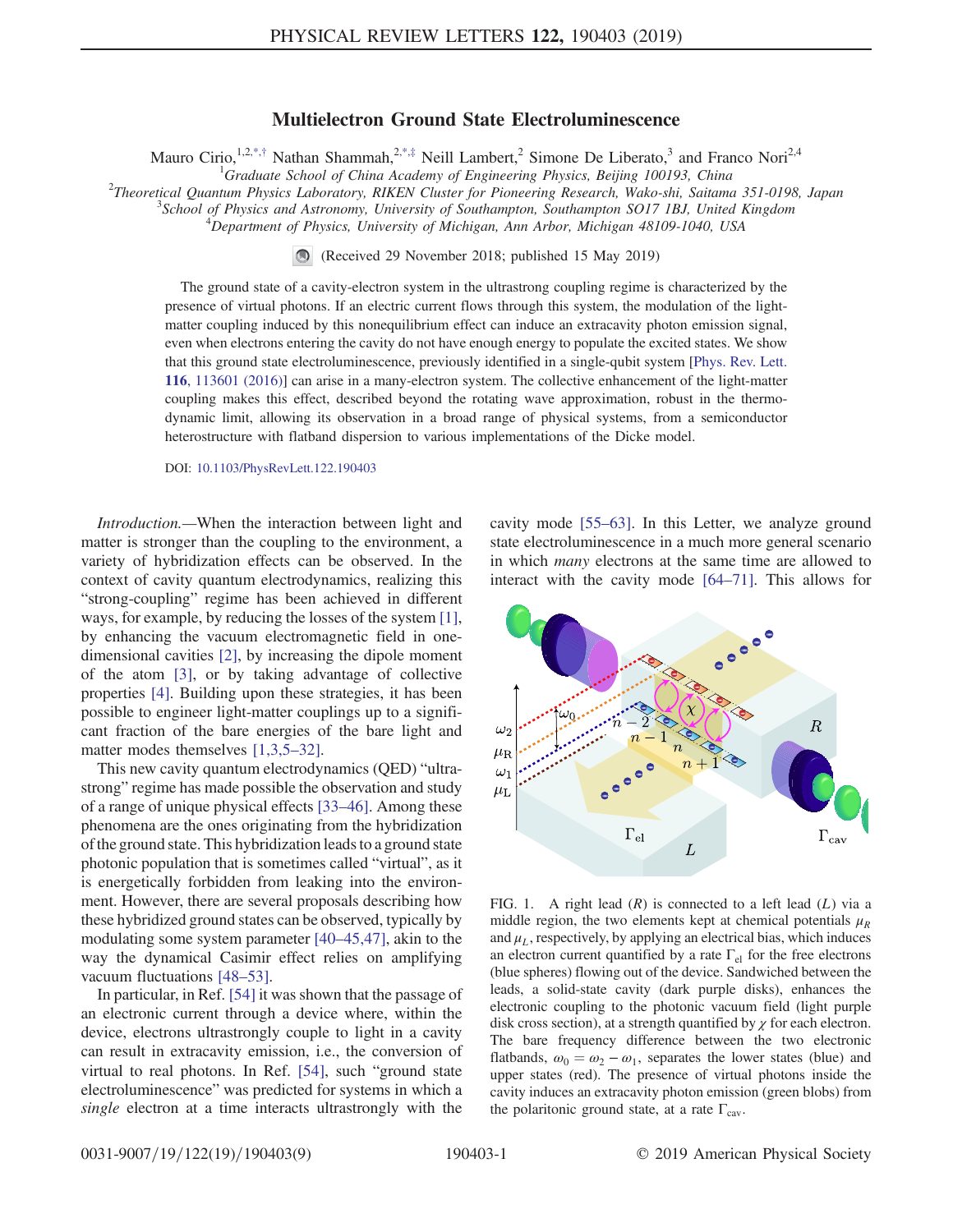# Multielectron Ground State Electroluminescence

Mauro Cirio,[1,2,*,†] Nathan Shammah,[2,*,‡] Neill Lambert,[2] Simone De Liberato,[3] and Franco Nori[2,4]

[1]*Graduate School of China Academy of Engineering Physics, Beijing 100193, China*
[2]*Theoretical Quantum Physics Laboratory, RIKEN Cluster for Pioneering Research, Wako-shi, Saitama 351-0198, Japan*
[3]*School of Physics and Astronomy, University of Southampton, Southampton SO17 1BJ, United Kingdom*
[4]*Department of Physics, University of Michigan, Ann Arbor, Michigan 48109-1040, USA*

(Received 29 November 2018; published 15 May 2019)

The ground state of a cavity-electron system in the ultrastrong coupling regime is characterized by the presence of virtual photons. If an electric current flows through this system, the modulation of the light-matter coupling induced by this nonequilibrium effect can induce an extracavity photon emission signal, even when electrons entering the cavity do not have enough energy to populate the excited states. We show that this ground state electroluminescence, previously identified in a single-qubit system [Phys. Rev. Lett. **116**, 113601 (2016)] can arise in a many-electron system. The collective enhancement of the light-matter coupling makes this effect, described beyond the rotating wave approximation, robust in the thermodynamic limit, allowing its observation in a broad range of physical systems, from a semiconductor heterostructure with flatband dispersion to various implementations of the Dicke model.

DOI: 10.1103/PhysRevLett.122.190403

*Introduction.*—When the interaction between light and matter is stronger than the coupling to the environment, a variety of hybridization effects can be observed. In the context of cavity quantum electrodynamics, realizing this "strong-coupling" regime has been achieved in different ways, for example, by reducing the losses of the system [1], by enhancing the vacuum electromagnetic field in one-dimensional cavities [2], by increasing the dipole moment of the atom [3], or by taking advantage of collective properties [4]. Building upon these strategies, it has been possible to engineer light-matter couplings up to a significant fraction of the bare energies of the bare light and matter modes themselves [1,3,5–32].

This new cavity quantum electrodynamics (QED) "ultrastrong" regime has made possible the observation and study of a range of unique physical effects [33–46]. Among these phenomena are the ones originating from the hybridization of the ground state. This hybridization leads to a ground state photonic population that is sometimes called "virtual", as it is energetically forbidden from leaking into the environment. However, there are several proposals describing how these hybridized ground states can be observed, typically by modulating some system parameter [40–45,47], akin to the way the dynamical Casimir effect relies on amplifying vacuum fluctuations [48–53].

In particular, in Ref. [54] it was shown that the passage of an electronic current through a device where, within the device, electrons ultrastrongly couple to light in a cavity can result in extracavity emission, i.e., the conversion of virtual to real photons. In Ref. [54], such "ground state electroluminescence" was predicted for systems in which a *single* electron at a time interacts ultrastrongly with the cavity mode [55–63]. In this Letter, we analyze ground state electroluminescence in a much more general scenario in which *many* electrons at the same time are allowed to interact with the cavity mode [64–71]. This allows for

FIG. 1. A right lead ($R$) is connected to a left lead ($L$) via a middle region, the two elements kept at chemical potentials $\mu_R$ and $\mu_L$, respectively, by applying an electrical bias, which induces an electron current quantified by a rate $\Gamma_{\rm el}$ for the free electrons (blue spheres) flowing out of the device. Sandwiched between the leads, a solid-state cavity (dark purple disks), enhances the electronic coupling to the photonic vacuum field (light purple disk cross section), at a strength quantified by $\chi$ for each electron. The bare frequency difference between the two electronic flatbands, $\omega_0 = \omega_2 - \omega_1$, separates the lower states (blue) and upper states (red). The presence of virtual photons inside the cavity induces an extracavity photon emission (green blobs) from the polaritonic ground state, at a rate $\Gamma_{\rm cav}$.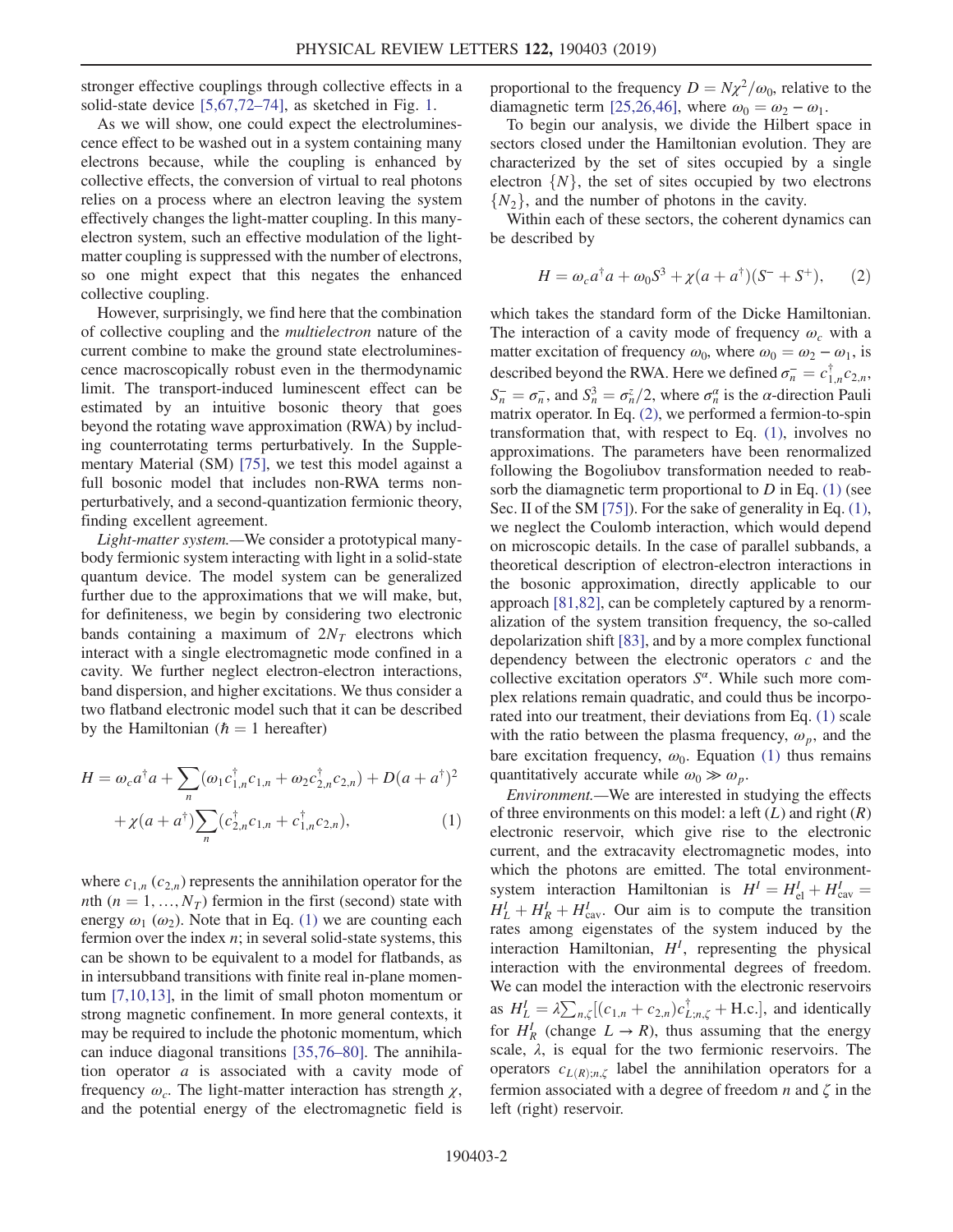stronger effective couplings through collective effects in a solid-state device [5,67,72–74], as sketched in Fig. 1.

As we will show, one could expect the electroluminescence effect to be washed out in a system containing many electrons because, while the coupling is enhanced by collective effects, the conversion of virtual to real photons relies on a process where an electron leaving the system effectively changes the light-matter coupling. In this many-electron system, such an effective modulation of the light-matter coupling is suppressed with the number of electrons, so one might expect that this negates the enhanced collective coupling.

However, surprisingly, we find here that the combination of collective coupling and the *multielectron* nature of the current combine to make the ground state electroluminescence macroscopically robust even in the thermodynamic limit. The transport-induced luminescent effect can be estimated by an intuitive bosonic theory that goes beyond the rotating wave approximation (RWA) by including counterrotating terms perturbatively. In the Supplementary Material (SM) [75], we test this model against a full bosonic model that includes non-RWA terms nonperturbatively, and a second-quantization fermionic theory, finding excellent agreement.

*Light-matter system.*—We consider a prototypical many-body fermionic system interacting with light in a solid-state quantum device. The model system can be generalized further due to the approximations that we will make, but, for definiteness, we begin by considering two electronic bands containing a maximum of $2N_T$ electrons which interact with a single electromagnetic mode confined in a cavity. We further neglect electron-electron interactions, band dispersion, and higher excitations. We thus consider a two flatband electronic model such that it can be described by the Hamiltonian ($\hbar = 1$ hereafter)

$$
\begin{aligned}
H = \omega_c a^\dagger a + \sum_n (\omega_1 c^\dagger_{1,n} c_{1,n} + \omega_2 c^\dagger_{2,n} c_{2,n}) + D(a + a^\dagger)^2 \\
+ \chi(a + a^\dagger) \sum_n (c^\dagger_{2,n} c_{1,n} + c^\dagger_{1,n} c_{2,n}),
\end{aligned} \tag{1}
$$

where $c_{1,n}$ ($c_{2,n}$) represents the annihilation operator for the $n$th ($n = 1, \ldots, N_T$) fermion in the first (second) state with energy $\omega_1$ ($\omega_2$). Note that in Eq. (1) we are counting each fermion over the index $n$; in several solid-state systems, this can be shown to be equivalent to a model for flatbands, as in intersubband transitions with finite real in-plane momentum [7,10,13], in the limit of small photon momentum or strong magnetic confinement. In more general contexts, it may be required to include the photonic momentum, which can induce diagonal transitions [35,76–80]. The annihilation operator $a$ is associated with a cavity mode of frequency $\omega_c$. The light-matter interaction has strength $\chi$, and the potential energy of the electromagnetic field is proportional to the frequency $D = N\chi^2/\omega_0$, relative to the diamagnetic term [25,26,46], where $\omega_0 = \omega_2 - \omega_1$.

To begin our analysis, we divide the Hilbert space in sectors closed under the Hamiltonian evolution. They are characterized by the set of sites occupied by a single electron $\{N\}$, the set of sites occupied by two electrons $\{N_2\}$, and the number of photons in the cavity.

Within each of these sectors, the coherent dynamics can be described by

$$
H = \omega_c a^\dagger a + \omega_0 S^3 + \chi(a + a^\dagger)(S^- + S^+), \tag{2}
$$

which takes the standard form of the Dicke Hamiltonian. The interaction of a cavity mode of frequency $\omega_c$ with a matter excitation of frequency $\omega_0$, where $\omega_0 = \omega_2 - \omega_1$, is described beyond the RWA. Here we defined $\sigma^-_n = c^\dagger_{1,n} c_{2,n}$, $S^-_n = \sigma^-_n$, and $S^3_n = \sigma^z_n/2$, where $\sigma^\alpha_n$ is the $\alpha$-direction Pauli matrix operator. In Eq. (2), we performed a fermion-to-spin transformation that, with respect to Eq. (1), involves no approximations. The parameters have been renormalized following the Bogoliubov transformation needed to reabsorb the diamagnetic term proportional to $D$ in Eq. (1) (see Sec. II of the SM [75]). For the sake of generality in Eq. (1), we neglect the Coulomb interaction, which would depend on microscopic details. In the case of parallel subbands, a theoretical description of electron-electron interactions in the bosonic approximation, directly applicable to our approach [81,82], can be completely captured by a renormalization of the system transition frequency, the so-called depolarization shift [83], and by a more complex functional dependency between the electronic operators $c$ and the collective excitation operators $S^\alpha$. While such more complex relations remain quadratic, and could thus be incorporated into our treatment, their deviations from Eq. (1) scale with the ratio between the plasma frequency, $\omega_p$, and the bare excitation frequency, $\omega_0$. Equation (1) thus remains quantitatively accurate while $\omega_0 \gg \omega_p$.

*Environment.*—We are interested in studying the effects of three environments on this model: a left ($L$) and right ($R$) electronic reservoir, which give rise to the electronic current, and the extracavity electromagnetic modes, into which the photons are emitted. The total environment-system interaction Hamiltonian is $H^I = H^I_{\text{el}} + H^I_{\text{cav}} = H^I_L + H^I_R + H^I_{\text{cav}}$. Our aim is to compute the transition rates among eigenstates of the system induced by the interaction Hamiltonian, $H^I$, representing the physical interaction with the environmental degrees of freedom. We can model the interaction with the electronic reservoirs as $H^I_L = \lambda \sum_{n,\zeta} [(c_{1,n} + c_{2,n}) c^\dagger_{L;n,\zeta} + \text{H.c.}]$, and identically for $H^I_R$ (change $L \to R$), thus assuming that the energy scale, $\lambda$, is equal for the two fermionic reservoirs. The operators $c_{L(R);n,\zeta}$ label the annihilation operators for a fermion associated with a degree of freedom $n$ and $\zeta$ in the left (right) reservoir.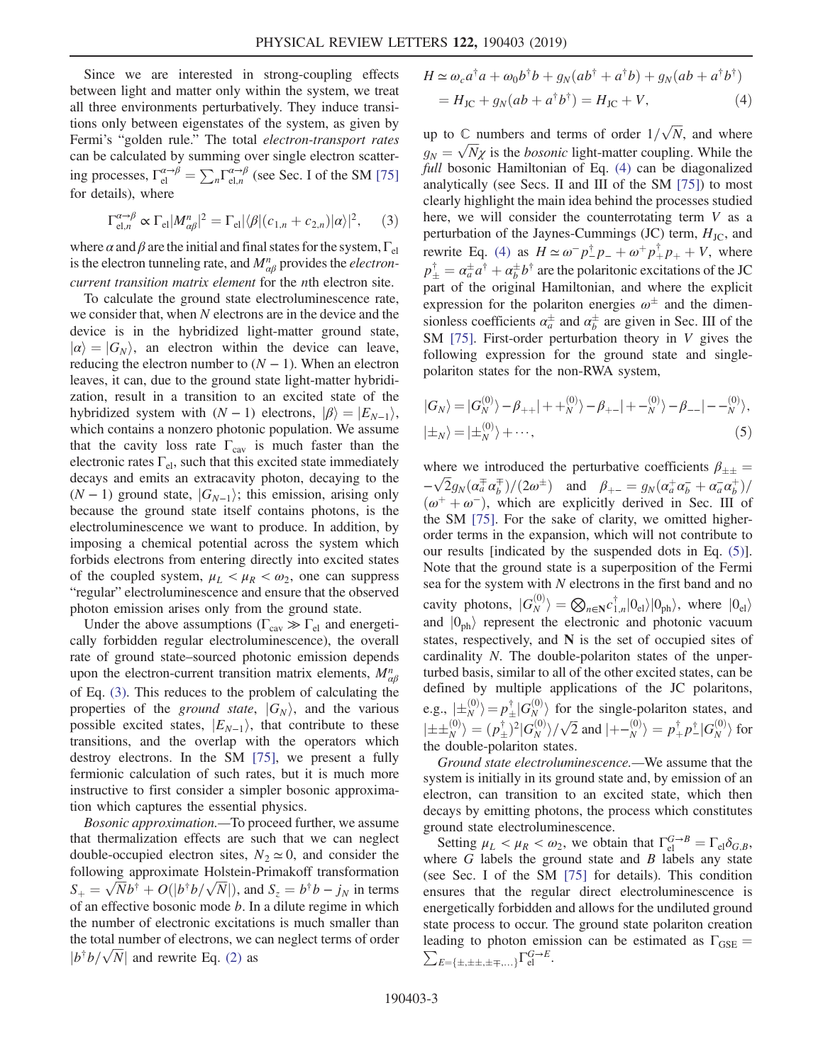Since we are interested in strong-coupling effects between light and matter only within the system, we treat all three environments perturbatively. They induce transitions only between eigenstates of the system, as given by Fermi's "golden rule." The total *electron-transport rates* can be calculated by summing over single electron scattering processes, $\Gamma_{\rm el}^{\alpha\to\beta} = \sum_n \Gamma_{{\rm el},n}^{\alpha\to\beta}$ (see Sec. I of the SM [75] for details), where

$$\Gamma_{{\rm el},n}^{\alpha\to\beta} \propto \Gamma_{\rm el}|M_{\alpha\beta}^n|^2 = \Gamma_{\rm el}|\langle\beta|(c_{1,n} + c_{2,n})|\alpha\rangle|^2, \quad (3)$$

where $\alpha$ and $\beta$ are the initial and final states for the system, $\Gamma_{\rm el}$ is the electron tunneling rate, and $M_{\alpha\beta}^n$ provides the *electron-current transition matrix element* for the $n$th electron site.

To calculate the ground state electroluminescence rate, we consider that, when $N$ electrons are in the device and the device is in the hybridized light-matter ground state, $|\alpha\rangle = |G_N\rangle$, an electron within the device can leave, reducing the electron number to $(N-1)$. When an electron leaves, it can, due to the ground state light-matter hybridization, result in a transition to an excited state of the hybridized system with $(N-1)$ electrons, $|\beta\rangle = |E_{N-1}\rangle$, which contains a nonzero photonic population. We assume that the cavity loss rate $\Gamma_{\rm cav}$ is much faster than the electronic rates $\Gamma_{\rm el}$, such that this excited state immediately decays and emits an extracavity photon, decaying to the $(N-1)$ ground state, $|G_{N-1}\rangle$; this emission, arising only because the ground state itself contains photons, is the electroluminescence we want to produce. In addition, by imposing a chemical potential across the system which forbids electrons from entering directly into excited states of the coupled system, $\mu_L < \mu_R < \omega_2$, one can suppress "regular" electroluminescence and ensure that the observed photon emission arises only from the ground state.

Under the above assumptions ($\Gamma_{\rm cav} \gg \Gamma_{\rm el}$ and energetically forbidden regular electroluminescence), the overall rate of ground state–sourced photonic emission depends upon the electron-current transition matrix elements, $M_{\alpha\beta}^n$ of Eq. (3). This reduces to the problem of calculating the properties of the *ground state*, $|G_N\rangle$, and the various possible excited states, $|E_{N-1}\rangle$, that contribute to these transitions, and the overlap with the operators which destroy electrons. In the SM [75], we present a fully fermionic calculation of such rates, but it is much more instructive to first consider a simpler bosonic approximation which captures the essential physics.

*Bosonic approximation.*—To proceed further, we assume that thermalization effects are such that we can neglect double-occupied electron sites, $N_2 \simeq 0$, and consider the following approximate Holstein-Primakoff transformation $S_+ = \sqrt{N} b^\dagger + O(|b^\dagger b/\sqrt{N}|)$, and $S_z = b^\dagger b - j_N$ in terms of an effective bosonic mode $b$. In a dilute regime in which the number of electronic excitations is much smaller than the total number of electrons, we can neglect terms of order $|b^\dagger b/\sqrt{N}|$ and rewrite Eq. (2) as

$$\begin{aligned} H &\simeq \omega_c a^\dagger a + \omega_0 b^\dagger b + g_N(ab^\dagger + a^\dagger b) + g_N(ab + a^\dagger b^\dagger) \\ &= H_{\rm JC} + g_N(ab + a^\dagger b^\dagger) = H_{\rm JC} + V, \end{aligned} \quad (4)$$

up to $\mathbb{C}$ numbers and terms of order $1/\sqrt{N}$, and where $g_N = \sqrt{N}\chi$ is the *bosonic* light-matter coupling. While the *full* bosonic Hamiltonian of Eq. (4) can be diagonalized analytically (see Secs. II and III of the SM [75]) to most clearly highlight the main idea behind the processes studied here, we will consider the counterrotating term $V$ as a perturbation of the Jaynes-Cummings (JC) term, $H_{\rm JC}$, and rewrite Eq. (4) as $H \simeq \omega^- p_-^\dagger p_- + \omega^+ p_+^\dagger p_+ + V$, where $p_\pm^\dagger = \alpha_a^\pm a^\dagger + \alpha_b^\pm b^\dagger$ are the polaritonic excitations of the JC part of the original Hamiltonian, and where the explicit expression for the polariton energies $\omega^\pm$ and the dimensionless coefficients $\alpha_a^\pm$ and $\alpha_b^\pm$ are given in Sec. III of the SM [75]. First-order perturbation theory in $V$ gives the following expression for the ground state and single-polariton states for the non-RWA system,

$$\begin{aligned} |G_N\rangle &= |G_N^{(0)}\rangle - \beta_{++}|++_N^{(0)}\rangle - \beta_{+-}|+-_N^{(0)}\rangle - \beta_{--}|--_N^{(0)}\rangle, \\ |\pm_N\rangle &= |\pm_N^{(0)}\rangle + \cdots, \end{aligned} \quad (5)$$

where we introduced the perturbative coefficients $\beta_{\pm\pm} = -\sqrt{2} g_N(\alpha_a^\mp \alpha_b^\mp)/(2\omega^\pm)$ and $\beta_{+-} = g_N(\alpha_a^+\alpha_b^- + \alpha_a^-\alpha_b^+)/(\omega^+ + \omega^-)$, which are explicitly derived in Sec. III of the SM [75]. For the sake of clarity, we omitted higher-order terms in the expansion, which will not contribute to our results [indicated by the suspended dots in Eq. (5)]. Note that the ground state is a superposition of the Fermi sea for the system with $N$ electrons in the first band and no cavity photons, $|G_N^{(0)}\rangle = \bigotimes_{n\in\mathbf{N}} c_{1,n}^\dagger |0_{\rm el}\rangle|0_{\rm ph}\rangle$, where $|0_{\rm el}\rangle$ and $|0_{\rm ph}\rangle$ represent the electronic and photonic vacuum states, respectively, and $\mathbf{N}$ is the set of occupied sites of cardinality $N$. The double-polariton states of the unperturbed basis, similar to all of the other excited states, can be defined by multiple applications of the JC polaritons, e.g., $|\pm_N^{(0)}\rangle = p_\pm^\dagger |G_N^{(0)}\rangle$ for the single-polariton states, and $|\pm\pm_N^{(0)}\rangle = (p_\pm^\dagger)^2 |G_N^{(0)}\rangle/\sqrt{2}$ and $|+-_N^{(0)}\rangle = p_+^\dagger p_-^\dagger |G_N^{(0)}\rangle$ for the double-polariton states.

*Ground state electroluminescence.*—We assume that the system is initially in its ground state and, by emission of an electron, can transition to an excited state, which then decays by emitting photons, the process which constitutes ground state electroluminescence.

Setting $\mu_L < \mu_R < \omega_2$, we obtain that $\Gamma_{\rm el}^{G\to B} = \Gamma_{\rm el}\delta_{G,B}$, where $G$ labels the ground state and $B$ labels any state (see Sec. I of the SM [75] for details). This condition ensures that the regular direct electroluminescence is energetically forbidden and allows for the undiluted ground state process to occur. The ground state polariton creation leading to photon emission can be estimated as $\Gamma_{\rm GSE} = \sum_{E=\{\pm,\pm\pm,\pm\mp,\ldots\}} \Gamma_{\rm el}^{G\to E}$.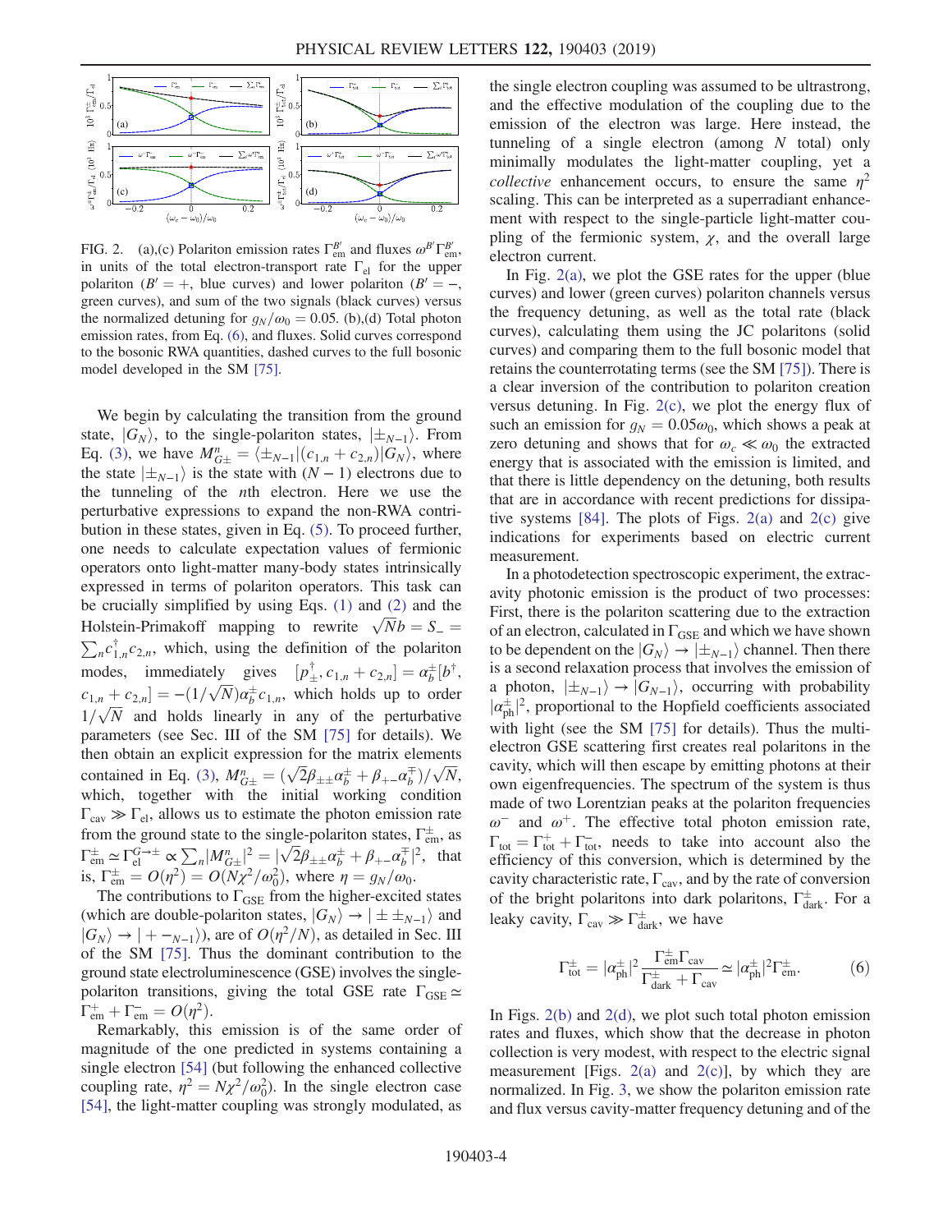FIG. 2. (a),(c) Polariton emission rates $\Gamma_{\rm em}^{B'}$ and fluxes $\omega^{B'}\Gamma_{\rm em}^{B'}$, in units of the total electron-transport rate $\Gamma_{\rm el}$ for the upper polariton ($B' = +$, blue curves) and lower polariton ($B' = -$, green curves), and sum of the two signals (black curves) versus the normalized detuning for $g_N/\omega_0 = 0.05$. (b),(d) Total photon emission rates, from Eq. (6), and fluxes. Solid curves correspond to the bosonic RWA quantities, dashed curves to the full bosonic model developed in the SM [75].

We begin by calculating the transition from the ground state, $|G_N\rangle$, to the single-polariton states, $|\pm_{N-1}\rangle$. From Eq. (3), we have $M_{G\pm}^n = \langle \pm_{N-1}|(c_{1,n} + c_{2,n})|G_N\rangle$, where the state $|\pm_{N-1}\rangle$ is the state with $(N-1)$ electrons due to the tunneling of the $n$th electron. Here we use the perturbative expressions to expand the non-RWA contribution in these states, given in Eq. (5). To proceed further, one needs to calculate expectation values of fermionic operators onto light-matter many-body states intrinsically expressed in terms of polariton operators. This task can be crucially simplified by using Eqs. (1) and (2) and the Holstein-Primakoff mapping to rewrite $\sqrt{N}b = S_- = \sum_n c_{1,n}^\dagger c_{2,n}$, which, using the definition of the polariton modes, immediately gives $[p_\pm^\dagger, c_{1,n} + c_{2,n}] = \alpha_b^\pm[b^\dagger, c_{1,n} + c_{2,n}] = -(1/\sqrt{N})\alpha_b^\pm c_{1,n}$, which holds up to order $1/\sqrt{N}$ and holds linearly in any of the perturbative parameters (see Sec. III of the SM [75] for details). We then obtain an explicit expression for the matrix elements contained in Eq. (3), $M_{G\pm}^n = (\sqrt{2}\beta_{\pm\pm}\alpha_b^\pm + \beta_{+-}\alpha_b^\mp)/\sqrt{N}$, which, together with the initial working condition $\Gamma_{\rm cav} \gg \Gamma_{\rm el}$, allows us to estimate the photon emission rate from the ground state to the single-polariton states, $\Gamma_{\rm em}^\pm$, as $\Gamma_{\rm em}^\pm \simeq \Gamma_{\rm el}^{G\to\pm} \propto \sum_n |M_{G\pm}^n|^2 = |\sqrt{2}\beta_{\pm\pm}\alpha_b^\pm + \beta_{+-}\alpha_b^\mp|^2$, that is, $\Gamma_{\rm em}^\pm = O(\eta^2) = O(N\chi^2/\omega_0^2)$, where $\eta = g_N/\omega_0$.

The contributions to $\Gamma_{\rm GSE}$ from the higher-excited states (which are double-polariton states, $|G_N\rangle \to |\pm\pm_{N-1}\rangle$ and $|G_N\rangle \to |+-_{N-1}\rangle$), are of $O(\eta^2/N)$, as detailed in Sec. III of the SM [75]. Thus the dominant contribution to the ground state electroluminescence (GSE) involves the single-polariton transitions, giving the total GSE rate $\Gamma_{\rm GSE} \simeq \Gamma_{\rm em}^+ + \Gamma_{\rm em}^- = O(\eta^2)$.

Remarkably, this emission is of the same order of magnitude of the one predicted in systems containing a single electron [54] (but following the enhanced collective coupling rate, $\eta^2 = N\chi^2/\omega_0^2$). In the single electron case [54], the light-matter coupling was strongly modulated, as the single electron coupling was assumed to be ultrastrong, and the effective modulation of the coupling due to the emission of the electron was large. Here instead, the tunneling of a single electron (among $N$ total) only minimally modulates the light-matter coupling, yet a *collective* enhancement occurs, to ensure the same $\eta^2$ scaling. This can be interpreted as a superradiant enhancement with respect to the single-particle light-matter coupling of the fermionic system, $\chi$, and the overall large electron current.

In Fig. 2(a), we plot the GSE rates for the upper (blue curves) and lower (green curves) polariton channels versus the frequency detuning, as well as the total rate (black curves), calculating them using the JC polaritons (solid curves) and comparing them to the full bosonic model that retains the counterrotating terms (see the SM [75]). There is a clear inversion of the contribution to polariton creation versus detuning. In Fig. 2(c), we plot the energy flux of such an emission for $g_N = 0.05\omega_0$, which shows a peak at zero detuning and shows that for $\omega_c \ll \omega_0$ the extracted energy that is associated with the emission is limited, and that there is little dependency on the detuning, both results that are in accordance with recent predictions for dissipative systems [84]. The plots of Figs. 2(a) and 2(c) give indications for experiments based on electric current measurement.

In a photodetection spectroscopic experiment, the extracavity photonic emission is the product of two processes: First, there is the polariton scattering due to the extraction of an electron, calculated in $\Gamma_{\rm GSE}$ and which we have shown to be dependent on the $|G_N\rangle \to |\pm_{N-1}\rangle$ channel. Then there is a second relaxation process that involves the emission of a photon, $|\pm_{N-1}\rangle \to |G_{N-1}\rangle$, occurring with probability $|\alpha_{\rm ph}^\pm|^2$, proportional to the Hopfield coefficients associated with light (see the SM [75] for details). Thus the multi-electron GSE scattering first creates real polaritons in the cavity, which will then escape by emitting photons at their own eigenfrequencies. The spectrum of the system is thus made of two Lorentzian peaks at the polariton frequencies $\omega^-$ and $\omega^+$. The effective total photon emission rate, $\Gamma_{\rm tot} = \Gamma_{\rm tot}^+ + \Gamma_{\rm tot}^-$, needs to take into account also the efficiency of this conversion, which is determined by the cavity characteristic rate, $\Gamma_{\rm cav}$, and by the rate of conversion of the bright polaritons into dark polaritons, $\Gamma_{\rm dark}^\pm$. For a leaky cavity, $\Gamma_{\rm cav} \gg \Gamma_{\rm dark}^\pm$, we have

$$\Gamma_{\rm tot}^\pm = |\alpha_{\rm ph}^\pm|^2 \frac{\Gamma_{\rm em}^\pm \Gamma_{\rm cav}}{\Gamma_{\rm dark}^\pm + \Gamma_{\rm cav}} \simeq |\alpha_{\rm ph}^\pm|^2 \Gamma_{\rm em}^\pm. \tag{6}$$

In Figs. 2(b) and 2(d), we plot such total photon emission rates and fluxes, which show that the decrease in photon collection is very modest, with respect to the electric signal measurement [Figs. 2(a) and 2(c)], by which they are normalized. In Fig. 3, we show the polariton emission rate and flux versus cavity-matter frequency detuning and of the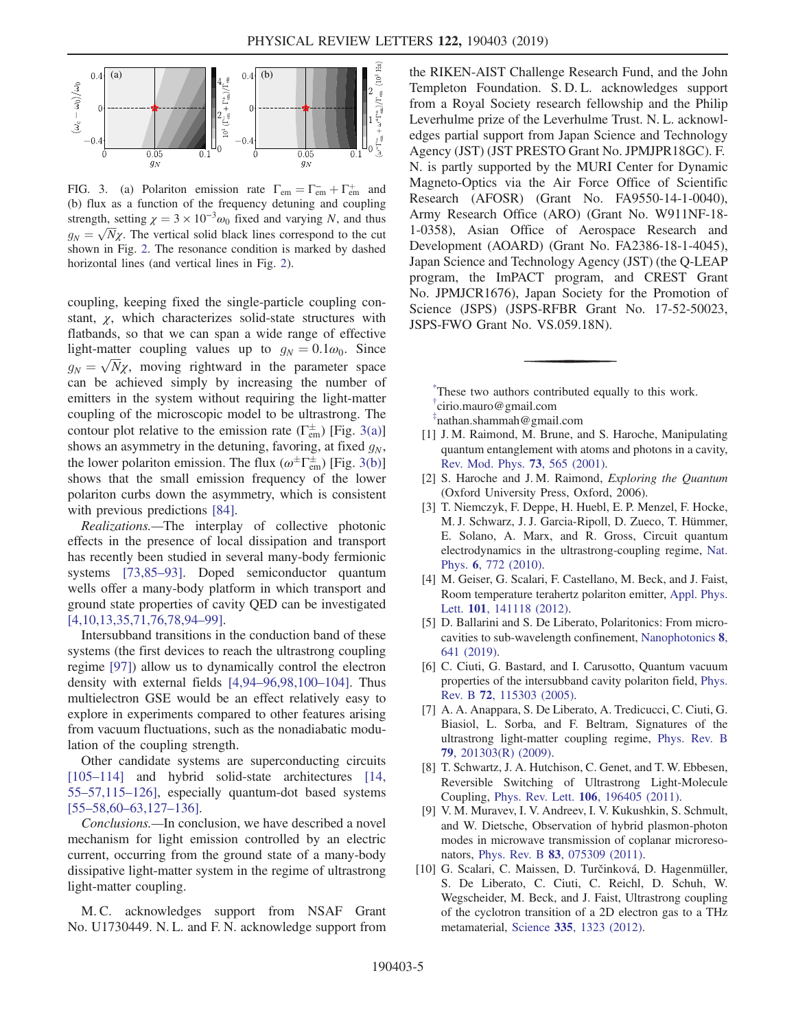FIG. 3. (a) Polariton emission rate $\Gamma_{\rm em} = \Gamma^-_{\rm em} + \Gamma^+_{\rm em}$ and (b) flux as a function of the frequency detuning and coupling strength, setting $\chi = 3\times 10^{-3}\omega_0$ fixed and varying $N$, and thus $g_N = \sqrt{N}\chi$. The vertical solid black lines correspond to the cut shown in Fig. 2. The resonance condition is marked by dashed horizontal lines (and vertical lines in Fig. 2).

coupling, keeping fixed the single-particle coupling constant, $\chi$, which characterizes solid-state structures with flatbands, so that we can span a wide range of effective light-matter coupling values up to $g_N = 0.1\omega_0$. Since $g_N = \sqrt{N}\chi$, moving rightward in the parameter space can be achieved simply by increasing the number of emitters in the system without requiring the light-matter coupling of the microscopic model to be ultrastrong. The contour plot relative to the emission rate ($\Gamma^{\pm}_{\rm em}$) [Fig. 3(a)] shows an asymmetry in the detuning, favoring, at fixed $g_N$, the lower polariton emission. The flux ($\omega^{\pm}\Gamma^{\pm}_{\rm em}$) [Fig. 3(b)] shows that the small emission frequency of the lower polariton curbs down the asymmetry, which is consistent with previous predictions [84].

*Realizations.*—The interplay of collective photonic effects in the presence of local dissipation and transport has recently been studied in several many-body fermionic systems [73,85–93]. Doped semiconductor quantum wells offer a many-body platform in which transport and ground state properties of cavity QED can be investigated [4,10,13,35,71,76,78,94–99].

Intersubband transitions in the conduction band of these systems (the first devices to reach the ultrastrong coupling regime [97]) allow us to dynamically control the electron density with external fields [4,94–96,98,100–104]. Thus multielectron GSE would be an effect relatively easy to explore in experiments compared to other features arising from vacuum fluctuations, such as the nonadiabatic modulation of the coupling strength.

Other candidate systems are superconducting circuits [105–114] and hybrid solid-state architectures [14, 55–57,115–126], especially quantum-dot based systems [55–58,60–63,127–136].

*Conclusions.*—In conclusion, we have described a novel mechanism for light emission controlled by an electric current, occurring from the ground state of a many-body dissipative light-matter system in the regime of ultrastrong light-matter coupling.

M. C. acknowledges support from NSAF Grant No. U1730449. N. L. and F. N. acknowledge support from the RIKEN-AIST Challenge Research Fund, and the John Templeton Foundation. S. D. L. acknowledges support from a Royal Society research fellowship and the Philip Leverhulme prize of the Leverhulme Trust. N. L. acknowledges partial support from Japan Science and Technology Agency (JST) (JST PRESTO Grant No. JPMJPR18GC). F. N. is partly supported by the MURI Center for Dynamic Magneto-Optics via the Air Force Office of Scientific Research (AFOSR) (Grant No. FA9550-14-1-0040), Army Research Office (ARO) (Grant No. W911NF-18-1-0358), Asian Office of Aerospace Research and Development (AOARD) (Grant No. FA2386-18-1-4045), Japan Science and Technology Agency (JST) (the Q-LEAP program, the ImPACT program, and CREST Grant No. JPMJCR1676), Japan Society for the Promotion of Science (JSPS) (JSPS-RFBR Grant No. 17-52-50023, JSPS-FWO Grant No. VS.059.18N).

[*] These two authors contributed equally to this work.
[†] cirio.mauro@gmail.com
[‡] nathan.shammah@gmail.com

[1] J. M. Raimond, M. Brune, and S. Haroche, Manipulating quantum entanglement with atoms and photons in a cavity, Rev. Mod. Phys. **73**, 565 (2001).

[2] S. Haroche and J. M. Raimond, *Exploring the Quantum* (Oxford University Press, Oxford, 2006).

[3] T. Niemczyk, F. Deppe, H. Huebl, E. P. Menzel, F. Hocke, M. J. Schwarz, J. J. Garcia-Ripoll, D. Zueco, T. Hümmer, E. Solano, A. Marx, and R. Gross, Circuit quantum electrodynamics in the ultrastrong-coupling regime, Nat. Phys. **6**, 772 (2010).

[4] M. Geiser, G. Scalari, F. Castellano, M. Beck, and J. Faist, Room temperature terahertz polariton emitter, Appl. Phys. Lett. **101**, 141118 (2012).

[5] D. Ballarini and S. De Liberato, Polaritonics: From microcavities to sub-wavelength confinement, Nanophotonics **8**, 641 (2019).

[6] C. Ciuti, G. Bastard, and I. Carusotto, Quantum vacuum properties of the intersubband cavity polariton field, Phys. Rev. B **72**, 115303 (2005).

[7] A. A. Anappara, S. De Liberato, A. Tredicucci, C. Ciuti, G. Biasiol, L. Sorba, and F. Beltram, Signatures of the ultrastrong light-matter coupling regime, Phys. Rev. B **79**, 201303(R) (2009).

[8] T. Schwartz, J. A. Hutchison, C. Genet, and T. W. Ebbesen, Reversible Switching of Ultrastrong Light-Molecule Coupling, Phys. Rev. Lett. **106**, 196405 (2011).

[9] V. M. Muravev, I. V. Andreev, I. V. Kukushkin, S. Schmult, and W. Dietsche, Observation of hybrid plasmon-photon modes in microwave transmission of coplanar microresonators, Phys. Rev. B **83**, 075309 (2011).

[10] G. Scalari, C. Maissen, D. Turčinková, D. Hagenmüller, S. De Liberato, C. Ciuti, C. Reichl, D. Schuh, W. Wegscheider, M. Beck, and J. Faist, Ultrastrong coupling of the cyclotron transition of a 2D electron gas to a THz metamaterial, Science **335**, 1323 (2012).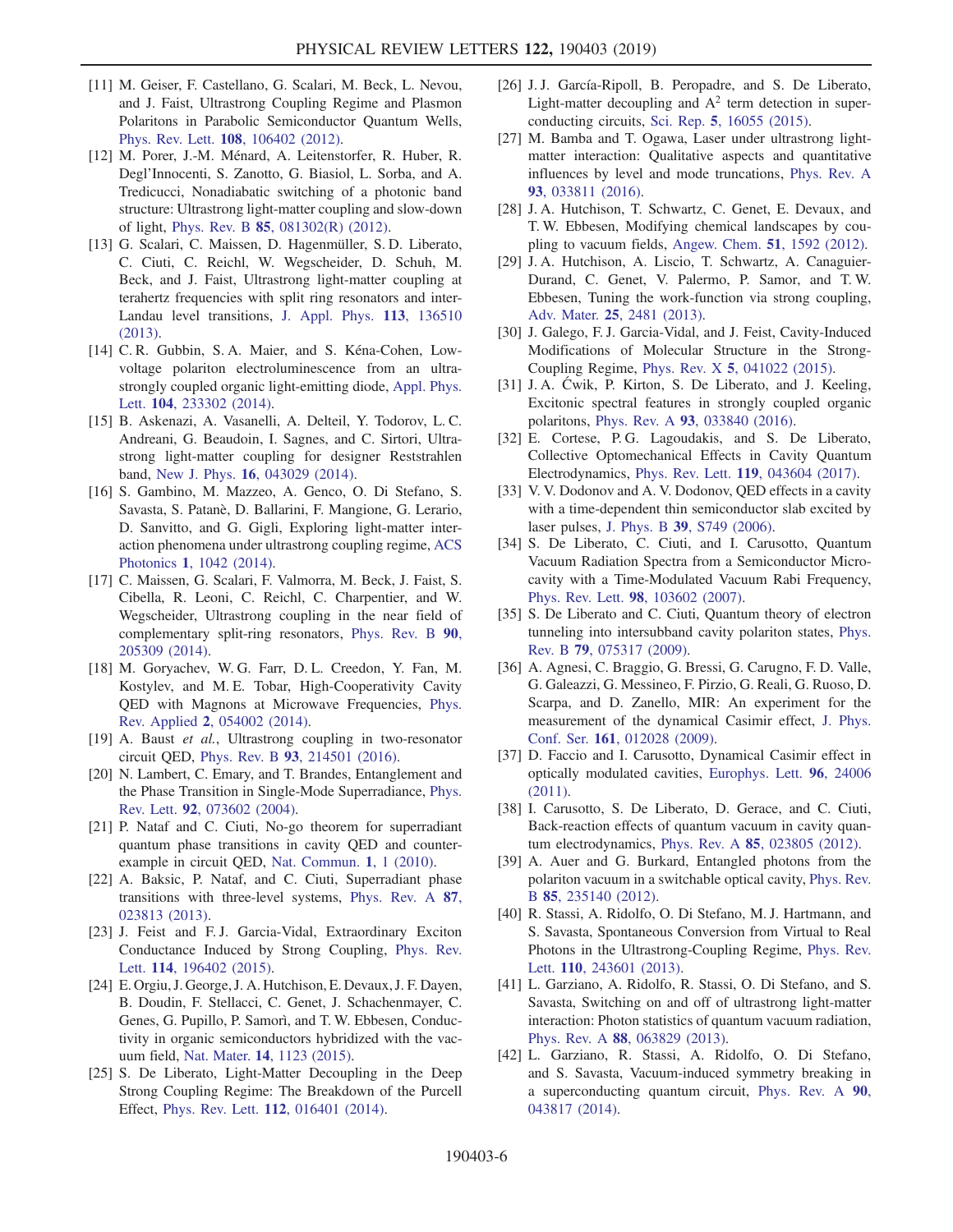[11] M. Geiser, F. Castellano, G. Scalari, M. Beck, L. Nevou, and J. Faist, Ultrastrong Coupling Regime and Plasmon Polaritons in Parabolic Semiconductor Quantum Wells, Phys. Rev. Lett. **108**, 106402 (2012).

[12] M. Porer, J.-M. Ménard, A. Leitenstorfer, R. Huber, R. Degl'Innocenti, S. Zanotto, G. Biasiol, L. Sorba, and A. Tredicucci, Nonadiabatic switching of a photonic band structure: Ultrastrong light-matter coupling and slow-down of light, Phys. Rev. B **85**, 081302(R) (2012).

[13] G. Scalari, C. Maissen, D. Hagenmüller, S. D. Liberato, C. Ciuti, C. Reichl, W. Wegscheider, D. Schuh, M. Beck, and J. Faist, Ultrastrong light-matter coupling at terahertz frequencies with split ring resonators and inter-Landau level transitions, J. Appl. Phys. **113**, 136510 (2013).

[14] C. R. Gubbin, S. A. Maier, and S. Kéna-Cohen, Low-voltage polariton electroluminescence from an ultrastrongly coupled organic light-emitting diode, Appl. Phys. Lett. **104**, 233302 (2014).

[15] B. Askenazi, A. Vasanelli, A. Delteil, Y. Todorov, L. C. Andreani, G. Beaudoin, I. Sagnes, and C. Sirtori, Ultrastrong light-matter coupling for designer Reststrahlen band, New J. Phys. **16**, 043029 (2014).

[16] S. Gambino, M. Mazzeo, A. Genco, O. Di Stefano, S. Savasta, S. Patanè, D. Ballarini, F. Mangione, G. Lerario, D. Sanvitto, and G. Gigli, Exploring light-matter interaction phenomena under ultrastrong coupling regime, ACS Photonics **1**, 1042 (2014).

[17] C. Maissen, G. Scalari, F. Valmorra, M. Beck, J. Faist, S. Cibella, R. Leoni, C. Reichl, C. Charpentier, and W. Wegscheider, Ultrastrong coupling in the near field of complementary split-ring resonators, Phys. Rev. B **90**, 205309 (2014).

[18] M. Goryachev, W. G. Farr, D. L. Creedon, Y. Fan, M. Kostylev, and M. E. Tobar, High-Cooperativity Cavity QED with Magnons at Microwave Frequencies, Phys. Rev. Applied **2**, 054002 (2014).

[19] A. Baust *et al.*, Ultrastrong coupling in two-resonator circuit QED, Phys. Rev. B **93**, 214501 (2016).

[20] N. Lambert, C. Emary, and T. Brandes, Entanglement and the Phase Transition in Single-Mode Superradiance, Phys. Rev. Lett. **92**, 073602 (2004).

[21] P. Nataf and C. Ciuti, No-go theorem for superradiant quantum phase transitions in cavity QED and counter-example in circuit QED, Nat. Commun. **1**, 1 (2010).

[22] A. Baksic, P. Nataf, and C. Ciuti, Superradiant phase transitions with three-level systems, Phys. Rev. A **87**, 023813 (2013).

[23] J. Feist and F. J. Garcia-Vidal, Extraordinary Exciton Conductance Induced by Strong Coupling, Phys. Rev. Lett. **114**, 196402 (2015).

[24] E. Orgiu, J. George, J. A. Hutchison, E. Devaux, J. F. Dayen, B. Doudin, F. Stellacci, C. Genet, J. Schachenmayer, C. Genes, G. Pupillo, P. Samorì, and T. W. Ebbesen, Conductivity in organic semiconductors hybridized with the vacuum field, Nat. Mater. **14**, 1123 (2015).

[25] S. De Liberato, Light-Matter Decoupling in the Deep Strong Coupling Regime: The Breakdown of the Purcell Effect, Phys. Rev. Lett. **112**, 016401 (2014).

[26] J. J. García-Ripoll, B. Peropadre, and S. De Liberato, Light-matter decoupling and $A^2$ term detection in superconducting circuits, Sci. Rep. **5**, 16055 (2015).

[27] M. Bamba and T. Ogawa, Laser under ultrastrong light-matter interaction: Qualitative aspects and quantitative influences by level and mode truncations, Phys. Rev. A **93**, 033811 (2016).

[28] J. A. Hutchison, T. Schwartz, C. Genet, E. Devaux, and T. W. Ebbesen, Modifying chemical landscapes by coupling to vacuum fields, Angew. Chem. **51**, 1592 (2012).

[29] J. A. Hutchison, A. Liscio, T. Schwartz, A. Canaguier-Durand, C. Genet, V. Palermo, P. Samor, and T. W. Ebbesen, Tuning the work-function via strong coupling, Adv. Mater. **25**, 2481 (2013).

[30] J. Galego, F. J. Garcia-Vidal, and J. Feist, Cavity-Induced Modifications of Molecular Structure in the Strong-Coupling Regime, Phys. Rev. X **5**, 041022 (2015).

[31] J. A. Ćwik, P. Kirton, S. De Liberato, and J. Keeling, Excitonic spectral features in strongly coupled organic polaritons, Phys. Rev. A **93**, 033840 (2016).

[32] E. Cortese, P. G. Lagoudakis, and S. De Liberato, Collective Optomechanical Effects in Cavity Quantum Electrodynamics, Phys. Rev. Lett. **119**, 043604 (2017).

[33] V. V. Dodonov and A. V. Dodonov, QED effects in a cavity with a time-dependent thin semiconductor slab excited by laser pulses, J. Phys. B **39**, S749 (2006).

[34] S. De Liberato, C. Ciuti, and I. Carusotto, Quantum Vacuum Radiation Spectra from a Semiconductor Microcavity with a Time-Modulated Vacuum Rabi Frequency, Phys. Rev. Lett. **98**, 103602 (2007).

[35] S. De Liberato and C. Ciuti, Quantum theory of electron tunneling into intersubband cavity polariton states, Phys. Rev. B **79**, 075317 (2009).

[36] A. Agnesi, C. Braggio, G. Bressi, G. Carugno, F. D. Valle, G. Galeazzi, G. Messineo, F. Pirzio, G. Reali, G. Ruoso, D. Scarpa, and D. Zanello, MIR: An experiment for the measurement of the dynamical Casimir effect, J. Phys. Conf. Ser. **161**, 012028 (2009).

[37] D. Faccio and I. Carusotto, Dynamical Casimir effect in optically modulated cavities, Europhys. Lett. **96**, 24006 (2011).

[38] I. Carusotto, S. De Liberato, D. Gerace, and C. Ciuti, Back-reaction effects of quantum vacuum in cavity quantum electrodynamics, Phys. Rev. A **85**, 023805 (2012).

[39] A. Auer and G. Burkard, Entangled photons from the polariton vacuum in a switchable optical cavity, Phys. Rev. B **85**, 235140 (2012).

[40] R. Stassi, A. Ridolfo, O. Di Stefano, M. J. Hartmann, and S. Savasta, Spontaneous Conversion from Virtual to Real Photons in the Ultrastrong-Coupling Regime, Phys. Rev. Lett. **110**, 243601 (2013).

[41] L. Garziano, A. Ridolfo, R. Stassi, O. Di Stefano, and S. Savasta, Switching on and off of ultrastrong light-matter interaction: Photon statistics of quantum vacuum radiation, Phys. Rev. A **88**, 063829 (2013).

[42] L. Garziano, R. Stassi, A. Ridolfo, O. Di Stefano, and S. Savasta, Vacuum-induced symmetry breaking in a superconducting quantum circuit, Phys. Rev. A **90**, 043817 (2014).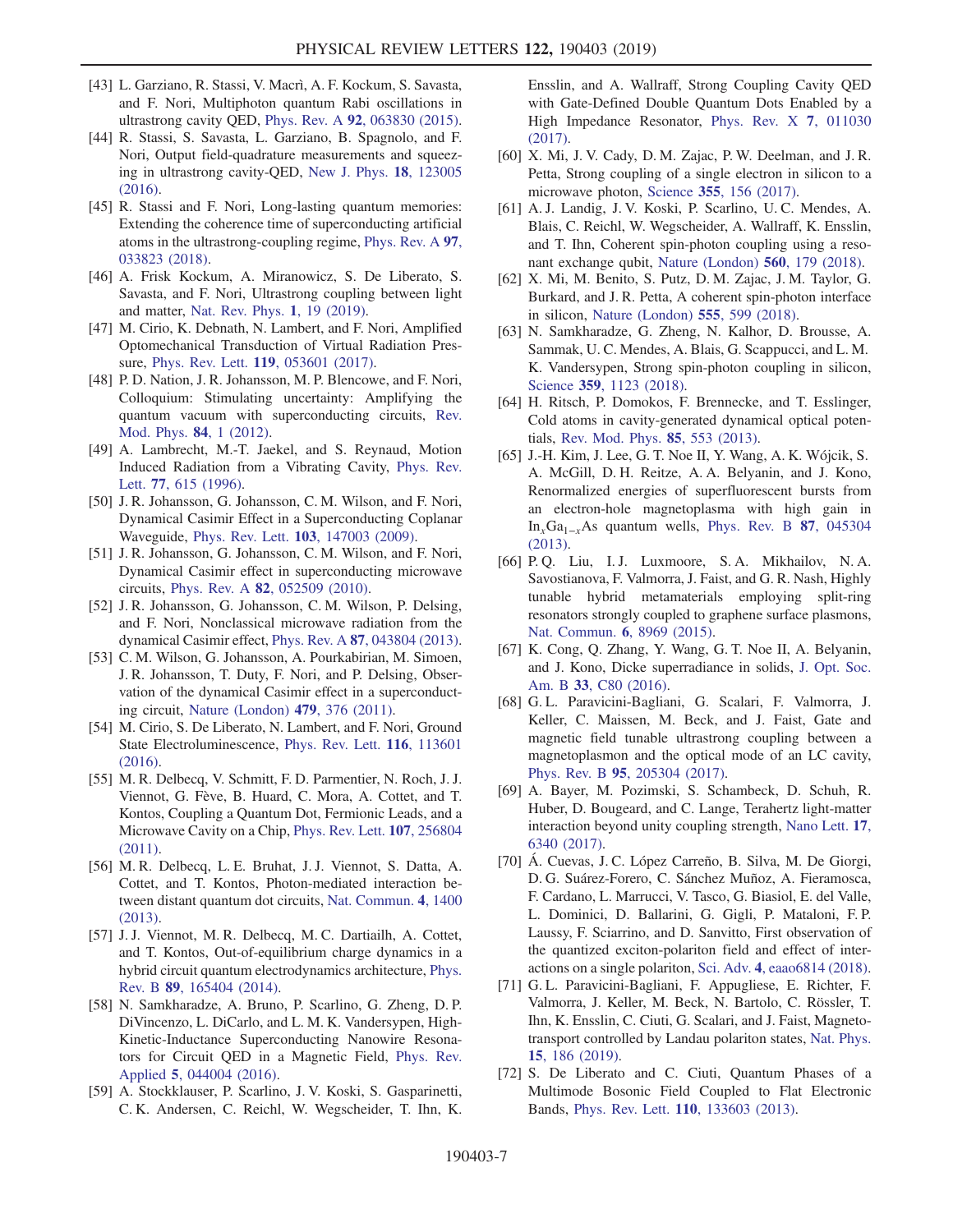[43] L. Garziano, R. Stassi, V. Macrì, A. F. Kockum, S. Savasta, and F. Nori, Multiphoton quantum Rabi oscillations in ultrastrong cavity QED, Phys. Rev. A **92**, 063830 (2015).

[44] R. Stassi, S. Savasta, L. Garziano, B. Spagnolo, and F. Nori, Output field-quadrature measurements and squeezing in ultrastrong cavity-QED, New J. Phys. **18**, 123005 (2016).

[45] R. Stassi and F. Nori, Long-lasting quantum memories: Extending the coherence time of superconducting artificial atoms in the ultrastrong-coupling regime, Phys. Rev. A **97**, 033823 (2018).

[46] A. Frisk Kockum, A. Miranowicz, S. De Liberato, S. Savasta, and F. Nori, Ultrastrong coupling between light and matter, Nat. Rev. Phys. **1**, 19 (2019).

[47] M. Cirio, K. Debnath, N. Lambert, and F. Nori, Amplified Optomechanical Transduction of Virtual Radiation Pressure, Phys. Rev. Lett. **119**, 053601 (2017).

[48] P. D. Nation, J. R. Johansson, M. P. Blencowe, and F. Nori, Colloquium: Stimulating uncertainty: Amplifying the quantum vacuum with superconducting circuits, Rev. Mod. Phys. **84**, 1 (2012).

[49] A. Lambrecht, M.-T. Jaekel, and S. Reynaud, Motion Induced Radiation from a Vibrating Cavity, Phys. Rev. Lett. **77**, 615 (1996).

[50] J. R. Johansson, G. Johansson, C. M. Wilson, and F. Nori, Dynamical Casimir Effect in a Superconducting Coplanar Waveguide, Phys. Rev. Lett. **103**, 147003 (2009).

[51] J. R. Johansson, G. Johansson, C. M. Wilson, and F. Nori, Dynamical Casimir effect in superconducting microwave circuits, Phys. Rev. A **82**, 052509 (2010).

[52] J. R. Johansson, G. Johansson, C. M. Wilson, P. Delsing, and F. Nori, Nonclassical microwave radiation from the dynamical Casimir effect, Phys. Rev. A **87**, 043804 (2013).

[53] C. M. Wilson, G. Johansson, A. Pourkabirian, M. Simoen, J. R. Johansson, T. Duty, F. Nori, and P. Delsing, Observation of the dynamical Casimir effect in a superconducting circuit, Nature (London) **479**, 376 (2011).

[54] M. Cirio, S. De Liberato, N. Lambert, and F. Nori, Ground State Electroluminescence, Phys. Rev. Lett. **116**, 113601 (2016).

[55] M. R. Delbecq, V. Schmitt, F. D. Parmentier, N. Roch, J. J. Viennot, G. Fève, B. Huard, C. Mora, A. Cottet, and T. Kontos, Coupling a Quantum Dot, Fermionic Leads, and a Microwave Cavity on a Chip, Phys. Rev. Lett. **107**, 256804 (2011).

[56] M. R. Delbecq, L. E. Bruhat, J. J. Viennot, S. Datta, A. Cottet, and T. Kontos, Photon-mediated interaction between distant quantum dot circuits, Nat. Commun. **4**, 1400 (2013).

[57] J. J. Viennot, M. R. Delbecq, M. C. Dartiailh, A. Cottet, and T. Kontos, Out-of-equilibrium charge dynamics in a hybrid circuit quantum electrodynamics architecture, Phys. Rev. B **89**, 165404 (2014).

[58] N. Samkharadze, A. Bruno, P. Scarlino, G. Zheng, D. P. DiVincenzo, L. DiCarlo, and L. M. K. Vandersypen, High-Kinetic-Inductance Superconducting Nanowire Resonators for Circuit QED in a Magnetic Field, Phys. Rev. Applied **5**, 044004 (2016).

[59] A. Stockklauser, P. Scarlino, J. V. Koski, S. Gasparinetti, C. K. Andersen, C. Reichl, W. Wegscheider, T. Ihn, K. Ensslin, and A. Wallraff, Strong Coupling Cavity QED with Gate-Defined Double Quantum Dots Enabled by a High Impedance Resonator, Phys. Rev. X **7**, 011030 (2017).

[60] X. Mi, J. V. Cady, D. M. Zajac, P. W. Deelman, and J. R. Petta, Strong coupling of a single electron in silicon to a microwave photon, Science **355**, 156 (2017).

[61] A. J. Landig, J. V. Koski, P. Scarlino, U. C. Mendes, A. Blais, C. Reichl, W. Wegscheider, A. Wallraff, K. Ensslin, and T. Ihn, Coherent spin-photon coupling using a resonant exchange qubit, Nature (London) **560**, 179 (2018).

[62] X. Mi, M. Benito, S. Putz, D. M. Zajac, J. M. Taylor, G. Burkard, and J. R. Petta, A coherent spin-photon interface in silicon, Nature (London) **555**, 599 (2018).

[63] N. Samkharadze, G. Zheng, N. Kalhor, D. Brousse, A. Sammak, U. C. Mendes, A. Blais, G. Scappucci, and L. M. K. Vandersypen, Strong spin-photon coupling in silicon, Science **359**, 1123 (2018).

[64] H. Ritsch, P. Domokos, F. Brennecke, and T. Esslinger, Cold atoms in cavity-generated dynamical optical potentials, Rev. Mod. Phys. **85**, 553 (2013).

[65] J.-H. Kim, J. Lee, G. T. Noe II, Y. Wang, A. K. Wójcik, S. A. McGill, D. H. Reitze, A. A. Belyanin, and J. Kono, Renormalized energies of superfluorescent bursts from an electron-hole magnetoplasma with high gain in $In_xGa_{1-x}As$ quantum wells, Phys. Rev. B **87**, 045304 (2013).

[66] P. Q. Liu, I. J. Luxmoore, S. A. Mikhailov, N. A. Savostianova, F. Valmorra, J. Faist, and G. R. Nash, Highly tunable hybrid metamaterials employing split-ring resonators strongly coupled to graphene surface plasmons, Nat. Commun. **6**, 8969 (2015).

[67] K. Cong, Q. Zhang, Y. Wang, G. T. Noe II, A. Belyanin, and J. Kono, Dicke superradiance in solids, J. Opt. Soc. Am. B **33**, C80 (2016).

[68] G. L. Paravicini-Bagliani, G. Scalari, F. Valmorra, J. Keller, C. Maissen, M. Beck, and J. Faist, Gate and magnetic field tunable ultrastrong coupling between a magnetoplasmon and the optical mode of an LC cavity, Phys. Rev. B **95**, 205304 (2017).

[69] A. Bayer, M. Pozimski, S. Schambeck, D. Schuh, R. Huber, D. Bougeard, and C. Lange, Terahertz light-matter interaction beyond unity coupling strength, Nano Lett. **17**, 6340 (2017).

[70] Á. Cuevas, J. C. López Carreño, B. Silva, M. De Giorgi, D. G. Suárez-Forero, C. Sánchez Muñoz, A. Fieramosca, F. Cardano, L. Marrucci, V. Tasco, G. Biasiol, E. del Valle, L. Dominici, D. Ballarini, G. Gigli, P. Mataloni, F. P. Laussy, F. Sciarrino, and D. Sanvitto, First observation of the quantized exciton-polariton field and effect of interactions on a single polariton, Sci. Adv. **4**, eaao6814 (2018).

[71] G. L. Paravicini-Bagliani, F. Appugliese, E. Richter, F. Valmorra, J. Keller, M. Beck, N. Bartolo, C. Rössler, T. Ihn, K. Ensslin, C. Ciuti, G. Scalari, and J. Faist, Magneto-transport controlled by Landau polariton states, Nat. Phys. **15**, 186 (2019).

[72] S. De Liberato and C. Ciuti, Quantum Phases of a Multimode Bosonic Field Coupled to Flat Electronic Bands, Phys. Rev. Lett. **110**, 133603 (2013).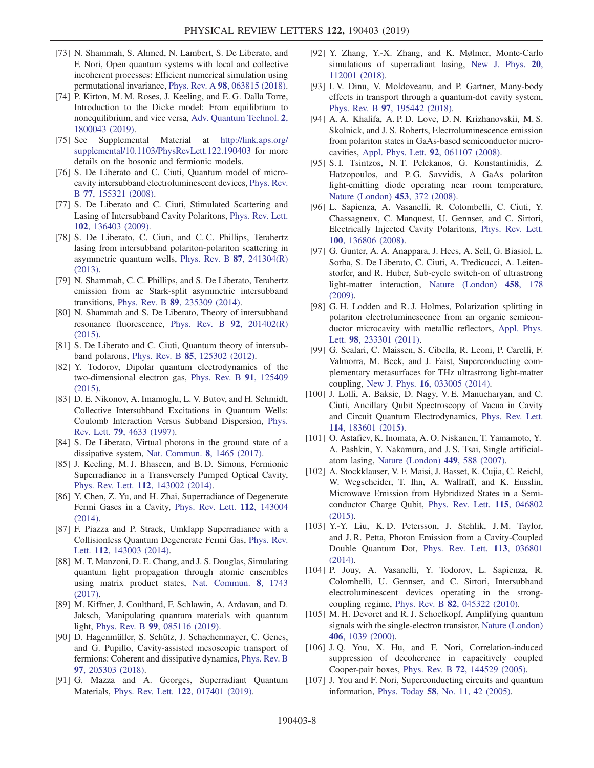[73] N. Shammah, S. Ahmed, N. Lambert, S. De Liberato, and F. Nori, Open quantum systems with local and collective incoherent processes: Efficient numerical simulation using permutational invariance, Phys. Rev. A **98**, 063815 (2018).

[74] P. Kirton, M. M. Roses, J. Keeling, and E. G. Dalla Torre, Introduction to the Dicke model: From equilibrium to nonequilibrium, and vice versa, Adv. Quantum Technol. **2**, 1800043 (2019).

[75] See Supplemental Material at http://link.aps.org/supplemental/10.1103/PhysRevLett.122.190403 for more details on the bosonic and fermionic models.

[76] S. De Liberato and C. Ciuti, Quantum model of microcavity intersubband electroluminescent devices, Phys. Rev. B **77**, 155321 (2008).

[77] S. De Liberato and C. Ciuti, Stimulated Scattering and Lasing of Intersubband Cavity Polaritons, Phys. Rev. Lett. **102**, 136403 (2009).

[78] S. De Liberato, C. Ciuti, and C. C. Phillips, Terahertz lasing from intersubband polariton-polariton scattering in asymmetric quantum wells, Phys. Rev. B **87**, 241304(R) (2013).

[79] N. Shammah, C. C. Phillips, and S. De Liberato, Terahertz emission from ac Stark-split asymmetric intersubband transitions, Phys. Rev. B **89**, 235309 (2014).

[80] N. Shammah and S. De Liberato, Theory of intersubband resonance fluorescence, Phys. Rev. B **92**, 201402(R) (2015).

[81] S. De Liberato and C. Ciuti, Quantum theory of intersubband polarons, Phys. Rev. B **85**, 125302 (2012).

[82] Y. Todorov, Dipolar quantum electrodynamics of the two-dimensional electron gas, Phys. Rev. B **91**, 125409 (2015).

[83] D. E. Nikonov, A. Imamoglu, L. V. Butov, and H. Schmidt, Collective Intersubband Excitations in Quantum Wells: Coulomb Interaction Versus Subband Dispersion, Phys. Rev. Lett. **79**, 4633 (1997).

[84] S. De Liberato, Virtual photons in the ground state of a dissipative system, Nat. Commun. **8**, 1465 (2017).

[85] J. Keeling, M. J. Bhaseen, and B. D. Simons, Fermionic Superradiance in a Transversely Pumped Optical Cavity, Phys. Rev. Lett. **112**, 143002 (2014).

[86] Y. Chen, Z. Yu, and H. Zhai, Superradiance of Degenerate Fermi Gases in a Cavity, Phys. Rev. Lett. **112**, 143004 (2014).

[87] F. Piazza and P. Strack, Umklapp Superradiance with a Collisionless Quantum Degenerate Fermi Gas, Phys. Rev. Lett. **112**, 143003 (2014).

[88] M. T. Manzoni, D. E. Chang, and J. S. Douglas, Simulating quantum light propagation through atomic ensembles using matrix product states, Nat. Commun. **8**, 1743 (2017).

[89] M. Kiffner, J. Coulthard, F. Schlawin, A. Ardavan, and D. Jaksch, Manipulating quantum materials with quantum light, Phys. Rev. B **99**, 085116 (2019).

[90] D. Hagenmüller, S. Schütz, J. Schachenmayer, C. Genes, and G. Pupillo, Cavity-assisted mesoscopic transport of fermions: Coherent and dissipative dynamics, Phys. Rev. B **97**, 205303 (2018).

[91] G. Mazza and A. Georges, Superradiant Quantum Materials, Phys. Rev. Lett. **122**, 017401 (2019).

[92] Y. Zhang, Y.-X. Zhang, and K. Mølmer, Monte-Carlo simulations of superradiant lasing, New J. Phys. **20**, 112001 (2018).

[93] I. V. Dinu, V. Moldoveanu, and P. Gartner, Many-body effects in transport through a quantum-dot cavity system, Phys. Rev. B **97**, 195442 (2018).

[94] A. A. Khalifa, A. P. D. Love, D. N. Krizhanovskii, M. S. Skolnick, and J. S. Roberts, Electroluminescence emission from polariton states in GaAs-based semiconductor microcavities, Appl. Phys. Lett. **92**, 061107 (2008).

[95] S. I. Tsintzos, N. T. Pelekanos, G. Konstantinidis, Z. Hatzopoulos, and P. G. Savvidis, A GaAs polariton light-emitting diode operating near room temperature, Nature (London) **453**, 372 (2008).

[96] L. Sapienza, A. Vasanelli, R. Colombelli, C. Ciuti, Y. Chassagneux, C. Manquest, U. Gennser, and C. Sirtori, Electrically Injected Cavity Polaritons, Phys. Rev. Lett. **100**, 136806 (2008).

[97] G. Gunter, A. A. Anappara, J. Hees, A. Sell, G. Biasiol, L. Sorba, S. De Liberato, C. Ciuti, A. Tredicucci, A. Leitenstorfer, and R. Huber, Sub-cycle switch-on of ultrastrong light-matter interaction, Nature (London) **458**, 178 (2009).

[98] G. H. Lodden and R. J. Holmes, Polarization splitting in polariton electroluminescence from an organic semiconductor microcavity with metallic reflectors, Appl. Phys. Lett. **98**, 233301 (2011).

[99] G. Scalari, C. Maissen, S. Cibella, R. Leoni, P. Carelli, F. Valmorra, M. Beck, and J. Faist, Superconducting complementary metasurfaces for THz ultrastrong light-matter coupling, New J. Phys. **16**, 033005 (2014).

[100] J. Lolli, A. Baksic, D. Nagy, V. E. Manucharyan, and C. Ciuti, Ancillary Qubit Spectroscopy of Vacua in Cavity and Circuit Quantum Electrodynamics, Phys. Rev. Lett. **114**, 183601 (2015).

[101] O. Astafiev, K. Inomata, A. O. Niskanen, T. Yamamoto, Y. A. Pashkin, Y. Nakamura, and J. S. Tsai, Single artificial-atom lasing, Nature (London) **449**, 588 (2007).

[102] A. Stockklauser, V. F. Maisi, J. Basset, K. Cujia, C. Reichl, W. Wegscheider, T. Ihn, A. Wallraff, and K. Ensslin, Microwave Emission from Hybridized States in a Semiconductor Charge Qubit, Phys. Rev. Lett. **115**, 046802 (2015).

[103] Y.-Y. Liu, K. D. Petersson, J. Stehlik, J. M. Taylor, and J. R. Petta, Photon Emission from a Cavity-Coupled Double Quantum Dot, Phys. Rev. Lett. **113**, 036801 (2014).

[104] P. Jouy, A. Vasanelli, Y. Todorov, L. Sapienza, R. Colombelli, U. Gennser, and C. Sirtori, Intersubband electroluminescent devices operating in the strong-coupling regime, Phys. Rev. B **82**, 045322 (2010).

[105] M. H. Devoret and R. J. Schoelkopf, Amplifying quantum signals with the single-electron transistor, Nature (London) **406**, 1039 (2000).

[106] J. Q. You, X. Hu, and F. Nori, Correlation-induced suppression of decoherence in capacitively coupled Cooper-pair boxes, Phys. Rev. B **72**, 144529 (2005).

[107] J. You and F. Nori, Superconducting circuits and quantum information, Phys. Today **58**, No. 11, 42 (2005).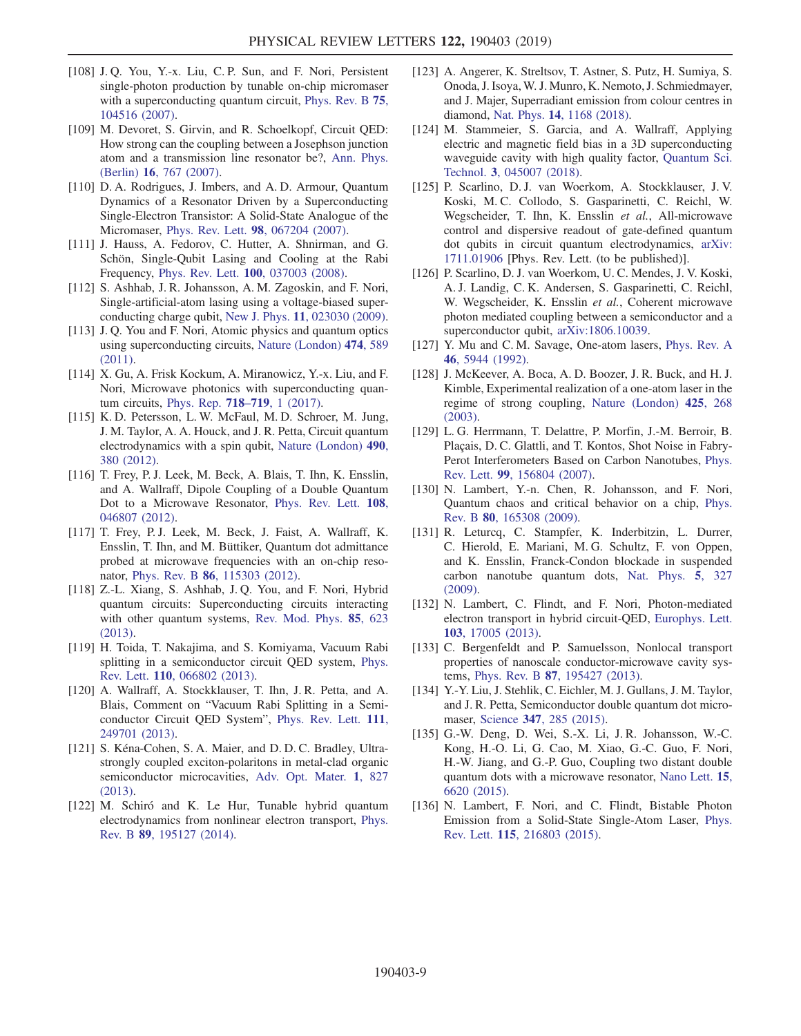[108] J. Q. You, Y.-x. Liu, C. P. Sun, and F. Nori, Persistent single-photon production by tunable on-chip micromaser with a superconducting quantum circuit, Phys. Rev. B **75**, 104516 (2007).

[109] M. Devoret, S. Girvin, and R. Schoelkopf, Circuit QED: How strong can the coupling between a Josephson junction atom and a transmission line resonator be?, Ann. Phys. (Berlin) **16**, 767 (2007).

[110] D. A. Rodrigues, J. Imbers, and A. D. Armour, Quantum Dynamics of a Resonator Driven by a Superconducting Single-Electron Transistor: A Solid-State Analogue of the Micromaser, Phys. Rev. Lett. **98**, 067204 (2007).

[111] J. Hauss, A. Fedorov, C. Hutter, A. Shnirman, and G. Schön, Single-Qubit Lasing and Cooling at the Rabi Frequency, Phys. Rev. Lett. **100**, 037003 (2008).

[112] S. Ashhab, J. R. Johansson, A. M. Zagoskin, and F. Nori, Single-artificial-atom lasing using a voltage-biased superconducting charge qubit, New J. Phys. **11**, 023030 (2009).

[113] J. Q. You and F. Nori, Atomic physics and quantum optics using superconducting circuits, Nature (London) **474**, 589 (2011).

[114] X. Gu, A. Frisk Kockum, A. Miranowicz, Y.-x. Liu, and F. Nori, Microwave photonics with superconducting quantum circuits, Phys. Rep. **718–719**, 1 (2017).

[115] K. D. Petersson, L. W. McFaul, M. D. Schroer, M. Jung, J. M. Taylor, A. A. Houck, and J. R. Petta, Circuit quantum electrodynamics with a spin qubit, Nature (London) **490**, 380 (2012).

[116] T. Frey, P. J. Leek, M. Beck, A. Blais, T. Ihn, K. Ensslin, and A. Wallraff, Dipole Coupling of a Double Quantum Dot to a Microwave Resonator, Phys. Rev. Lett. **108**, 046807 (2012).

[117] T. Frey, P. J. Leek, M. Beck, J. Faist, A. Wallraff, K. Ensslin, T. Ihn, and M. Büttiker, Quantum dot admittance probed at microwave frequencies with an on-chip resonator, Phys. Rev. B **86**, 115303 (2012).

[118] Z.-L. Xiang, S. Ashhab, J. Q. You, and F. Nori, Hybrid quantum circuits: Superconducting circuits interacting with other quantum systems, Rev. Mod. Phys. **85**, 623 (2013).

[119] H. Toida, T. Nakajima, and S. Komiyama, Vacuum Rabi splitting in a semiconductor circuit QED system, Phys. Rev. Lett. **110**, 066802 (2013).

[120] A. Wallraff, A. Stockklauser, T. Ihn, J. R. Petta, and A. Blais, Comment on "Vacuum Rabi Splitting in a Semiconductor Circuit QED System", Phys. Rev. Lett. **111**, 249701 (2013).

[121] S. Kéna-Cohen, S. A. Maier, and D. D. C. Bradley, Ultrastrongly coupled exciton-polaritons in metal-clad organic semiconductor microcavities, Adv. Opt. Mater. **1**, 827 (2013).

[122] M. Schiró and K. Le Hur, Tunable hybrid quantum electrodynamics from nonlinear electron transport, Phys. Rev. B **89**, 195127 (2014).

[123] A. Angerer, K. Streltsov, T. Astner, S. Putz, H. Sumiya, S. Onoda, J. Isoya, W. J. Munro, K. Nemoto, J. Schmiedmayer, and J. Majer, Superradiant emission from colour centres in diamond, Nat. Phys. **14**, 1168 (2018).

[124] M. Stammeier, S. Garcia, and A. Wallraff, Applying electric and magnetic field bias in a 3D superconducting waveguide cavity with high quality factor, Quantum Sci. Technol. **3**, 045007 (2018).

[125] P. Scarlino, D. J. van Woerkom, A. Stockklauser, J. V. Koski, M. C. Collodo, S. Gasparinetti, C. Reichl, W. Wegscheider, T. Ihn, K. Ensslin *et al.*, All-microwave control and dispersive readout of gate-defined quantum dot qubits in circuit quantum electrodynamics, arXiv:1711.01906 [Phys. Rev. Lett. (to be published)].

[126] P. Scarlino, D. J. van Woerkom, U. C. Mendes, J. V. Koski, A. J. Landig, C. K. Andersen, S. Gasparinetti, C. Reichl, W. Wegscheider, K. Ensslin *et al.*, Coherent microwave photon mediated coupling between a semiconductor and a superconductor qubit, arXiv:1806.10039.

[127] Y. Mu and C. M. Savage, One-atom lasers, Phys. Rev. A **46**, 5944 (1992).

[128] J. McKeever, A. Boca, A. D. Boozer, J. R. Buck, and H. J. Kimble, Experimental realization of a one-atom laser in the regime of strong coupling, Nature (London) **425**, 268 (2003).

[129] L. G. Herrmann, T. Delattre, P. Morfin, J.-M. Berroir, B. Plaçais, D. C. Glattli, and T. Kontos, Shot Noise in Fabry-Perot Interferometers Based on Carbon Nanotubes, Phys. Rev. Lett. **99**, 156804 (2007).

[130] N. Lambert, Y.-n. Chen, R. Johansson, and F. Nori, Quantum chaos and critical behavior on a chip, Phys. Rev. B **80**, 165308 (2009).

[131] R. Leturcq, C. Stampfer, K. Inderbitzin, L. Durrer, C. Hierold, E. Mariani, M. G. Schultz, F. von Oppen, and K. Ensslin, Franck-Condon blockade in suspended carbon nanotube quantum dots, Nat. Phys. **5**, 327 (2009).

[132] N. Lambert, C. Flindt, and F. Nori, Photon-mediated electron transport in hybrid circuit-QED, Europhys. Lett. **103**, 17005 (2013).

[133] C. Bergenfeldt and P. Samuelsson, Nonlocal transport properties of nanoscale conductor-microwave cavity systems, Phys. Rev. B **87**, 195427 (2013).

[134] Y.-Y. Liu, J. Stehlik, C. Eichler, M. J. Gullans, J. M. Taylor, and J. R. Petta, Semiconductor double quantum dot micromaser, Science **347**, 285 (2015).

[135] G.-W. Deng, D. Wei, S.-X. Li, J. R. Johansson, W.-C. Kong, H.-O. Li, G. Cao, M. Xiao, G.-C. Guo, F. Nori, H.-W. Jiang, and G.-P. Guo, Coupling two distant double quantum dots with a microwave resonator, Nano Lett. **15**, 6620 (2015).

[136] N. Lambert, F. Nori, and C. Flindt, Bistable Photon Emission from a Solid-State Single-Atom Laser, Phys. Rev. Lett. **115**, 216803 (2015).